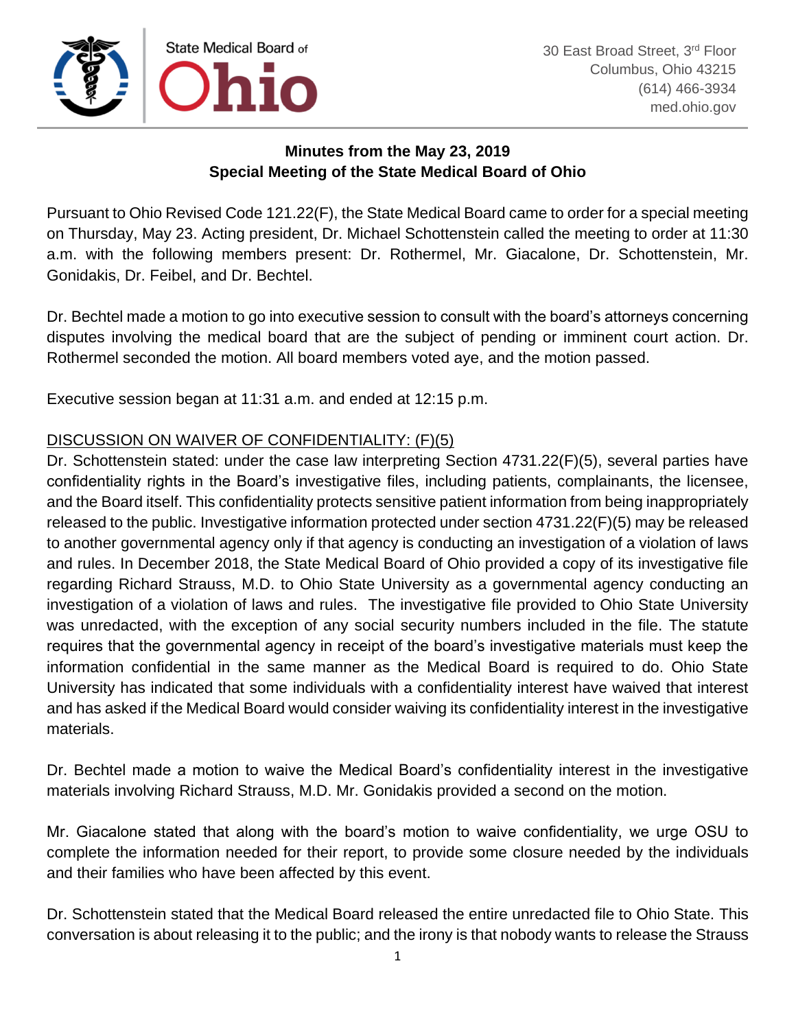State Medical Board of Ohio

30 East Broad Street, 3rd Floor
Columbus, Ohio 43215
(614) 466-3934
med.ohio.gov

**Minutes from the May 23, 2019**
**Special Meeting of the State Medical Board of Ohio**

Pursuant to Ohio Revised Code 121.22(F), the State Medical Board came to order for a special meeting on Thursday, May 23. Acting president, Dr. Michael Schottenstein called the meeting to order at 11:30 a.m. with the following members present: Dr. Rothermel, Mr. Giacalone, Dr. Schottenstein, Mr. Gonidakis, Dr. Feibel, and Dr. Bechtel.

Dr. Bechtel made a motion to go into executive session to consult with the board's attorneys concerning disputes involving the medical board that are the subject of pending or imminent court action. Dr. Rothermel seconded the motion. All board members voted aye, and the motion passed.

Executive session began at 11:31 a.m. and ended at 12:15 p.m.

DISCUSSION ON WAIVER OF CONFIDENTIALITY: (F)(5)

Dr. Schottenstein stated: under the case law interpreting Section 4731.22(F)(5), several parties have confidentiality rights in the Board's investigative files, including patients, complainants, the licensee, and the Board itself. This confidentiality protects sensitive patient information from being inappropriately released to the public. Investigative information protected under section 4731.22(F)(5) may be released to another governmental agency only if that agency is conducting an investigation of a violation of laws and rules. In December 2018, the State Medical Board of Ohio provided a copy of its investigative file regarding Richard Strauss, M.D. to Ohio State University as a governmental agency conducting an investigation of a violation of laws and rules. The investigative file provided to Ohio State University was unredacted, with the exception of any social security numbers included in the file. The statute requires that the governmental agency in receipt of the board's investigative materials must keep the information confidential in the same manner as the Medical Board is required to do. Ohio State University has indicated that some individuals with a confidentiality interest have waived that interest and has asked if the Medical Board would consider waiving its confidentiality interest in the investigative materials.

Dr. Bechtel made a motion to waive the Medical Board's confidentiality interest in the investigative materials involving Richard Strauss, M.D. Mr. Gonidakis provided a second on the motion.

Mr. Giacalone stated that along with the board's motion to waive confidentiality, we urge OSU to complete the information needed for their report, to provide some closure needed by the individuals and their families who have been affected by this event.

Dr. Schottenstein stated that the Medical Board released the entire unredacted file to Ohio State. This conversation is about releasing it to the public; and the irony is that nobody wants to release the Strauss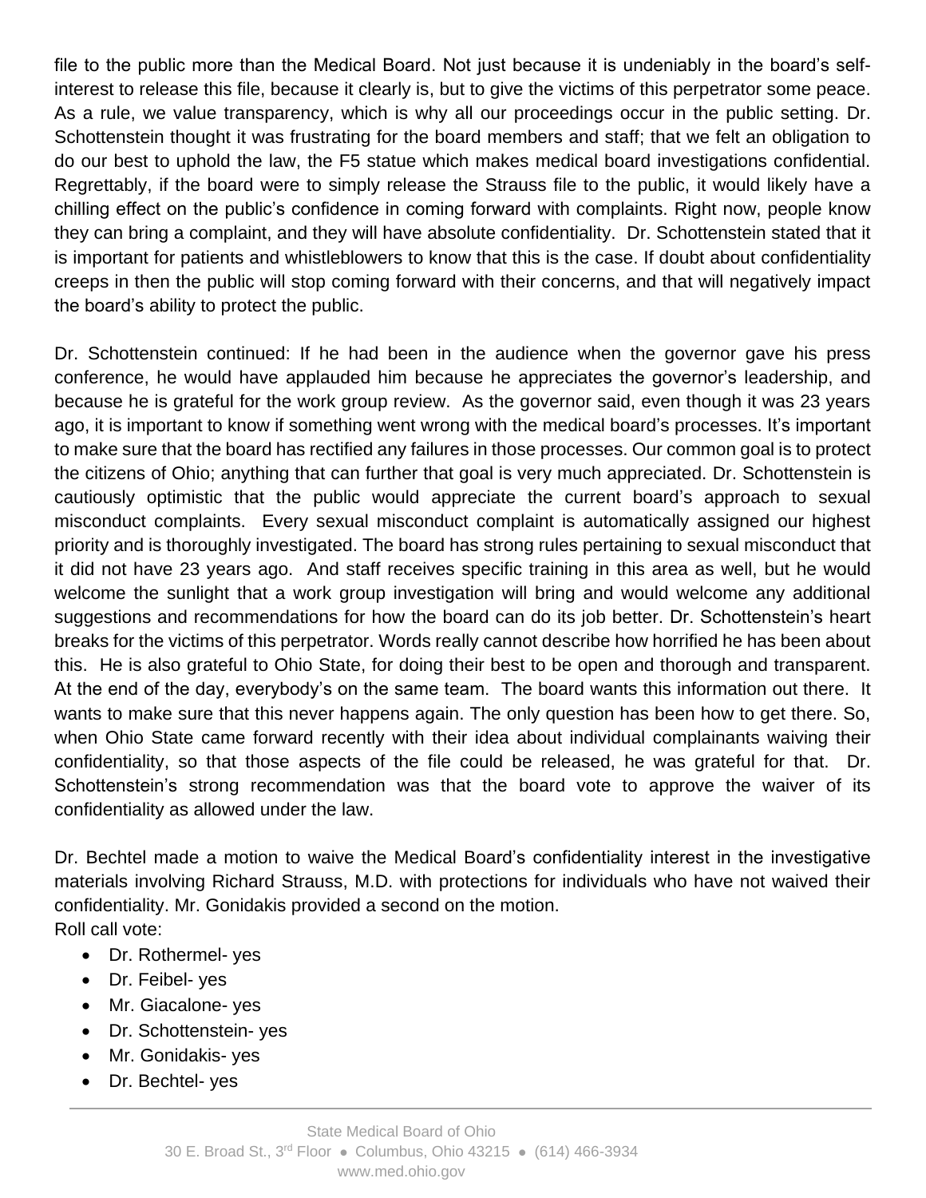file to the public more than the Medical Board. Not just because it is undeniably in the board's self-interest to release this file, because it clearly is, but to give the victims of this perpetrator some peace. As a rule, we value transparency, which is why all our proceedings occur in the public setting. Dr. Schottenstein thought it was frustrating for the board members and staff; that we felt an obligation to do our best to uphold the law, the F5 statue which makes medical board investigations confidential. Regrettably, if the board were to simply release the Strauss file to the public, it would likely have a chilling effect on the public's confidence in coming forward with complaints. Right now, people know they can bring a complaint, and they will have absolute confidentiality. Dr. Schottenstein stated that it is important for patients and whistleblowers to know that this is the case. If doubt about confidentiality creeps in then the public will stop coming forward with their concerns, and that will negatively impact the board's ability to protect the public.

Dr. Schottenstein continued: If he had been in the audience when the governor gave his press conference, he would have applauded him because he appreciates the governor's leadership, and because he is grateful for the work group review. As the governor said, even though it was 23 years ago, it is important to know if something went wrong with the medical board's processes. It's important to make sure that the board has rectified any failures in those processes. Our common goal is to protect the citizens of Ohio; anything that can further that goal is very much appreciated. Dr. Schottenstein is cautiously optimistic that the public would appreciate the current board's approach to sexual misconduct complaints. Every sexual misconduct complaint is automatically assigned our highest priority and is thoroughly investigated. The board has strong rules pertaining to sexual misconduct that it did not have 23 years ago. And staff receives specific training in this area as well, but he would welcome the sunlight that a work group investigation will bring and would welcome any additional suggestions and recommendations for how the board can do its job better. Dr. Schottenstein's heart breaks for the victims of this perpetrator. Words really cannot describe how horrified he has been about this. He is also grateful to Ohio State, for doing their best to be open and thorough and transparent. At the end of the day, everybody's on the same team. The board wants this information out there. It wants to make sure that this never happens again. The only question has been how to get there. So, when Ohio State came forward recently with their idea about individual complainants waiving their confidentiality, so that those aspects of the file could be released, he was grateful for that. Dr. Schottenstein's strong recommendation was that the board vote to approve the waiver of its confidentiality as allowed under the law.

Dr. Bechtel made a motion to waive the Medical Board's confidentiality interest in the investigative materials involving Richard Strauss, M.D. with protections for individuals who have not waived their confidentiality. Mr. Gonidakis provided a second on the motion.
Roll call vote:

- Dr. Rothermel- yes
- Dr. Feibel- yes
- Mr. Giacalone- yes
- Dr. Schottenstein- yes
- Mr. Gonidakis- yes
- Dr. Bechtel- yes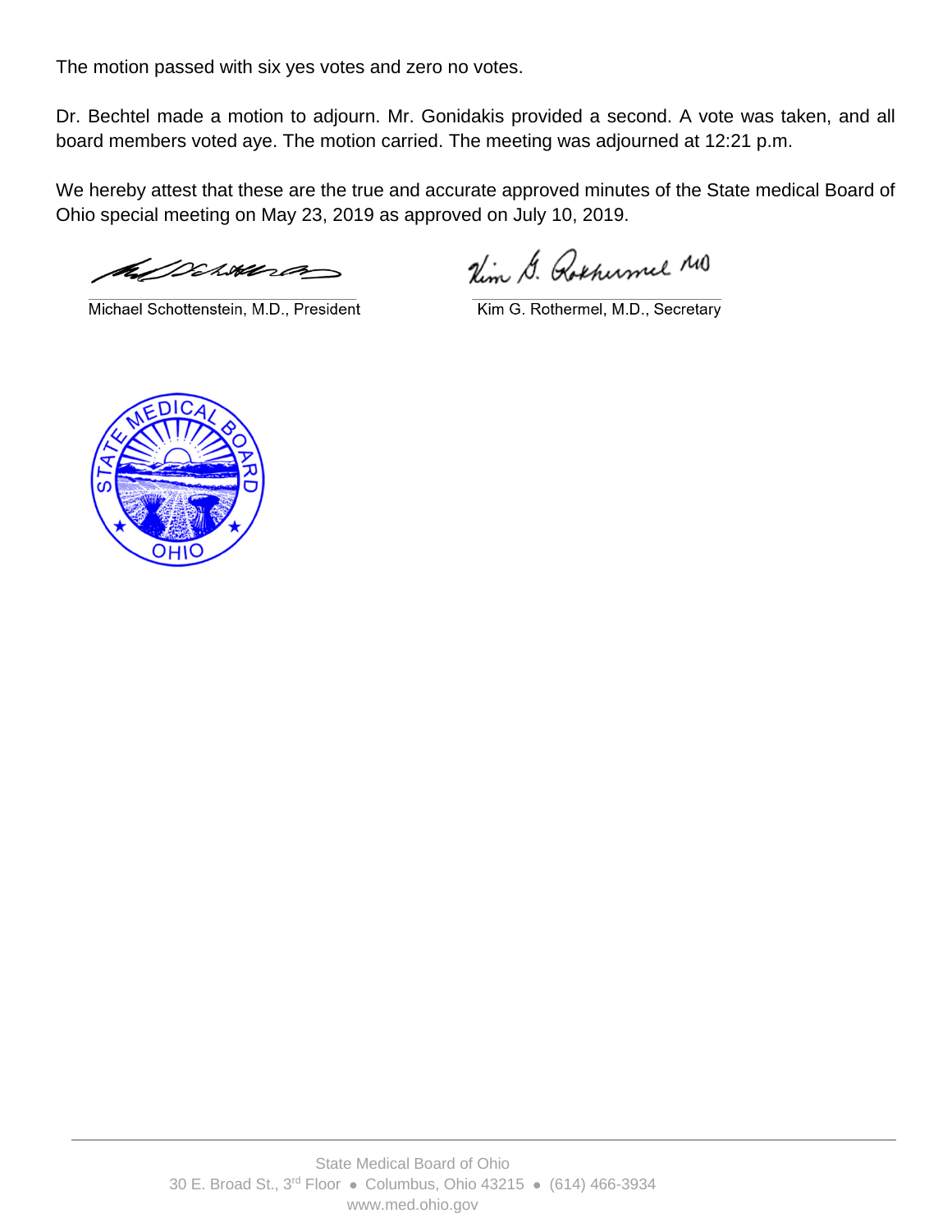The motion passed with six yes votes and zero no votes.

Dr. Bechtel made a motion to adjourn. Mr. Gonidakis provided a second. A vote was taken, and all board members voted aye. The motion carried. The meeting was adjourned at 12:21 p.m.

We hereby attest that these are the true and accurate approved minutes of the State medical Board of Ohio special meeting on May 23, 2019 as approved on July 10, 2019.

Michael Schottenstein, M.D., President

Kim G. Rothermel, M.D., Secretary